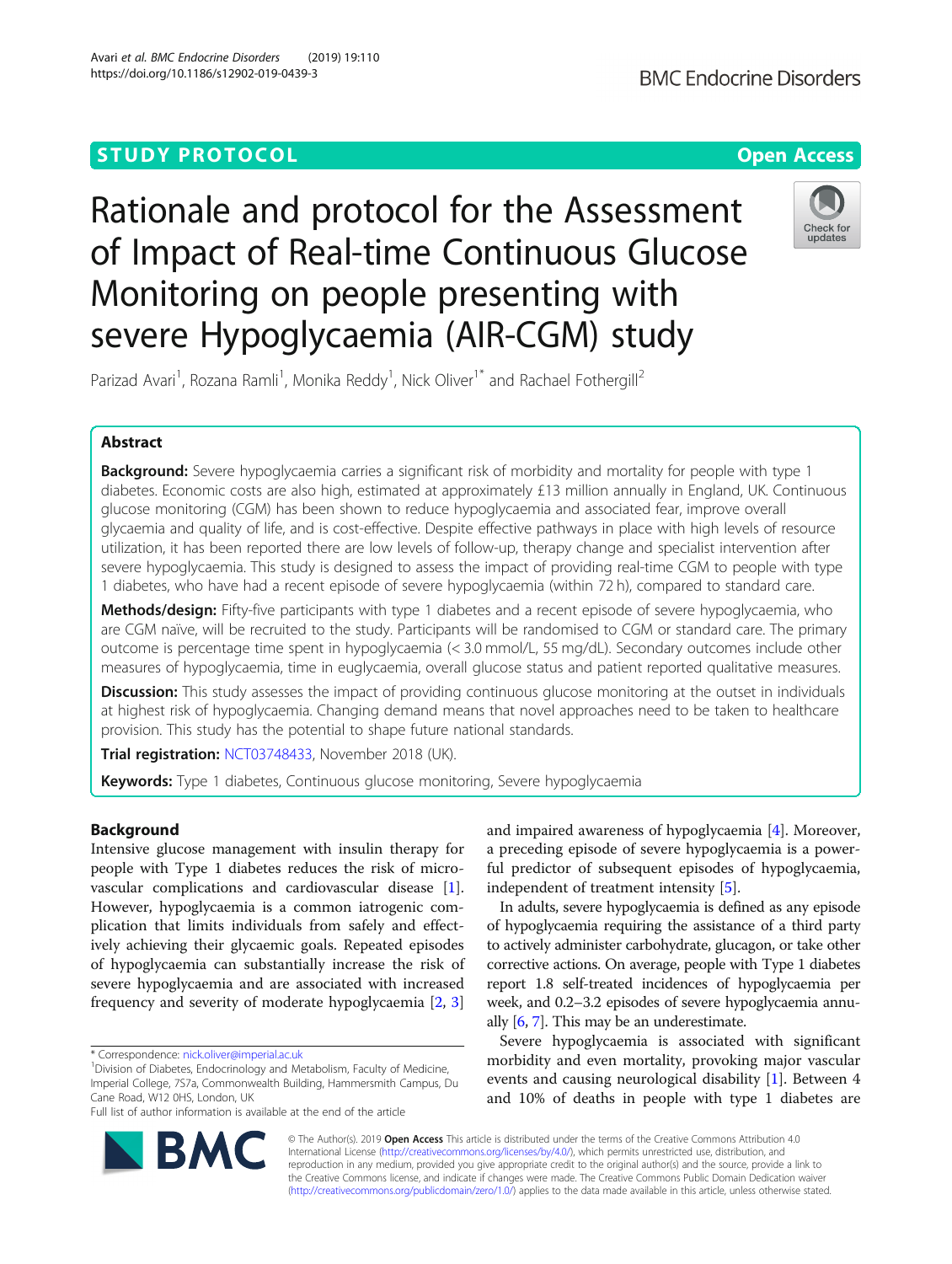STUDY PROTOCOL

Open Access

# Rationale and protocol for the Assessment of Impact of Real-time Continuous Glucose Monitoring on people presenting with severe Hypoglycaemia (AIR-CGM) study

Parizad Avari[1], Rozana Ramli[1], Monika Reddy[1], Nick Oliver[1*] and Rachael Fothergill[2]

## Abstract

**Background:** Severe hypoglycaemia carries a significant risk of morbidity and mortality for people with type 1 diabetes. Economic costs are also high, estimated at approximately £13 million annually in England, UK. Continuous glucose monitoring (CGM) has been shown to reduce hypoglycaemia and associated fear, improve overall glycaemia and quality of life, and is cost-effective. Despite effective pathways in place with high levels of resource utilization, it has been reported there are low levels of follow-up, therapy change and specialist intervention after severe hypoglycaemia. This study is designed to assess the impact of providing real-time CGM to people with type 1 diabetes, who have had a recent episode of severe hypoglycaemia (within 72 h), compared to standard care.

**Methods/design:** Fifty-five participants with type 1 diabetes and a recent episode of severe hypoglycaemia, who are CGM naive, will be recruited to the study. Participants will be randomised to CGM or standard care. The primary outcome is percentage time spent in hypoglycaemia (< 3.0 mmol/L, 55 mg/dL). Secondary outcomes include other measures of hypoglycaemia, time in euglycaemia, overall glucose status and patient reported qualitative measures.

**Discussion:** This study assesses the impact of providing continuous glucose monitoring at the outset in individuals at highest risk of hypoglycaemia. Changing demand means that novel approaches need to be taken to healthcare provision. This study has the potential to shape future national standards.

**Trial registration:** NCT03748433, November 2018 (UK).

**Keywords:** Type 1 diabetes, Continuous glucose monitoring, Severe hypoglycaemia

## Background

Intensive glucose management with insulin therapy for people with Type 1 diabetes reduces the risk of microvascular complications and cardiovascular disease [1]. However, hypoglycaemia is a common iatrogenic complication that limits individuals from safely and effectively achieving their glycaemic goals. Repeated episodes of hypoglycaemia can substantially increase the risk of severe hypoglycaemia and are associated with increased frequency and severity of moderate hypoglycaemia [2, 3] and impaired awareness of hypoglycaemia [4]. Moreover, a preceding episode of severe hypoglycaemia is a powerful predictor of subsequent episodes of hypoglycaemia, independent of treatment intensity [5].

In adults, severe hypoglycaemia is defined as any episode of hypoglycaemia requiring the assistance of a third party to actively administer carbohydrate, glucagon, or take other corrective actions. On average, people with Type 1 diabetes report 1.8 self-treated incidences of hypoglycaemia per week, and 0.2–3.2 episodes of severe hypoglycaemia annually [6, 7]. This may be an underestimate.

Severe hypoglycaemia is associated with significant morbidity and even mortality, provoking major vascular events and causing neurological disability [1]. Between 4 and 10% of deaths in people with type 1 diabetes are

\* Correspondence: nick.oliver@imperial.ac.uk
[1]Division of Diabetes, Endocrinology and Metabolism, Faculty of Medicine, Imperial College, 7S7a, Commonwealth Building, Hammersmith Campus, Du Cane Road, W12 0HS, London, UK
Full list of author information is available at the end of the article

© The Author(s). 2019 **Open Access** This article is distributed under the terms of the Creative Commons Attribution 4.0 International License (http://creativecommons.org/licenses/by/4.0/), which permits unrestricted use, distribution, and reproduction in any medium, provided you give appropriate credit to the original author(s) and the source, provide a link to the Creative Commons license, and indicate if changes were made. The Creative Commons Public Domain Dedication waiver (http://creativecommons.org/publicdomain/zero/1.0/) applies to the data made available in this article, unless otherwise stated.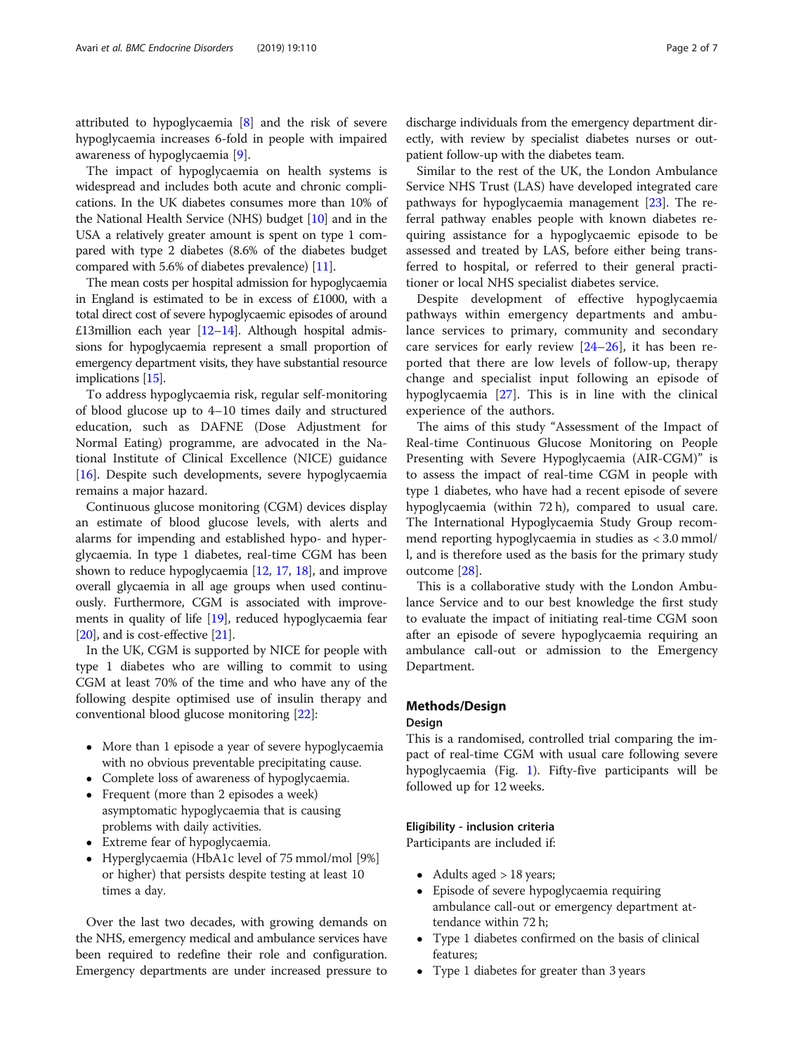attributed to hypoglycaemia [8] and the risk of severe hypoglycaemia increases 6-fold in people with impaired awareness of hypoglycaemia [9].

The impact of hypoglycaemia on health systems is widespread and includes both acute and chronic complications. In the UK diabetes consumes more than 10% of the National Health Service (NHS) budget [10] and in the USA a relatively greater amount is spent on type 1 compared with type 2 diabetes (8.6% of the diabetes budget compared with 5.6% of diabetes prevalence) [11].

The mean costs per hospital admission for hypoglycaemia in England is estimated to be in excess of £1000, with a total direct cost of severe hypoglycaemic episodes of around £13million each year [12–14]. Although hospital admissions for hypoglycaemia represent a small proportion of emergency department visits, they have substantial resource implications [15].

To address hypoglycaemia risk, regular self-monitoring of blood glucose up to 4–10 times daily and structured education, such as DAFNE (Dose Adjustment for Normal Eating) programme, are advocated in the National Institute of Clinical Excellence (NICE) guidance [16]. Despite such developments, severe hypoglycaemia remains a major hazard.

Continuous glucose monitoring (CGM) devices display an estimate of blood glucose levels, with alerts and alarms for impending and established hypo- and hyperglycaemia. In type 1 diabetes, real-time CGM has been shown to reduce hypoglycaemia [12, 17, 18], and improve overall glycaemia in all age groups when used continuously. Furthermore, CGM is associated with improvements in quality of life [19], reduced hypoglycaemia fear [20], and is cost-effective [21].

In the UK, CGM is supported by NICE for people with type 1 diabetes who are willing to commit to using CGM at least 70% of the time and who have any of the following despite optimised use of insulin therapy and conventional blood glucose monitoring [22]:

- More than 1 episode a year of severe hypoglycaemia with no obvious preventable precipitating cause.
- Complete loss of awareness of hypoglycaemia.
- Frequent (more than 2 episodes a week) asymptomatic hypoglycaemia that is causing problems with daily activities.
- Extreme fear of hypoglycaemia.
- Hyperglycaemia (HbA1c level of 75 mmol/mol [9%] or higher) that persists despite testing at least 10 times a day.

Over the last two decades, with growing demands on the NHS, emergency medical and ambulance services have been required to redefine their role and configuration. Emergency departments are under increased pressure to discharge individuals from the emergency department directly, with review by specialist diabetes nurses or outpatient follow-up with the diabetes team.

Similar to the rest of the UK, the London Ambulance Service NHS Trust (LAS) have developed integrated care pathways for hypoglycaemia management [23]. The referral pathway enables people with known diabetes requiring assistance for a hypoglycaemic episode to be assessed and treated by LAS, before either being transferred to hospital, or referred to their general practitioner or local NHS specialist diabetes service.

Despite development of effective hypoglycaemia pathways within emergency departments and ambulance services to primary, community and secondary care services for early review [24–26], it has been reported that there are low levels of follow-up, therapy change and specialist input following an episode of hypoglycaemia [27]. This is in line with the clinical experience of the authors.

The aims of this study "Assessment of the Impact of Real-time Continuous Glucose Monitoring on People Presenting with Severe Hypoglycaemia (AIR-CGM)" is to assess the impact of real-time CGM in people with type 1 diabetes, who have had a recent episode of severe hypoglycaemia (within 72 h), compared to usual care. The International Hypoglycaemia Study Group recommend reporting hypoglycaemia in studies as < 3.0 mmol/l, and is therefore used as the basis for the primary study outcome [28].

This is a collaborative study with the London Ambulance Service and to our best knowledge the first study to evaluate the impact of initiating real-time CGM soon after an episode of severe hypoglycaemia requiring an ambulance call-out or admission to the Emergency Department.

## Methods/Design

### Design

This is a randomised, controlled trial comparing the impact of real-time CGM with usual care following severe hypoglycaemia (Fig. 1). Fifty-five participants will be followed up for 12 weeks.

### Eligibility - inclusion criteria

Participants are included if:

- Adults aged > 18 years;
- Episode of severe hypoglycaemia requiring ambulance call-out or emergency department attendance within 72 h;
- Type 1 diabetes confirmed on the basis of clinical features;
- Type 1 diabetes for greater than 3 years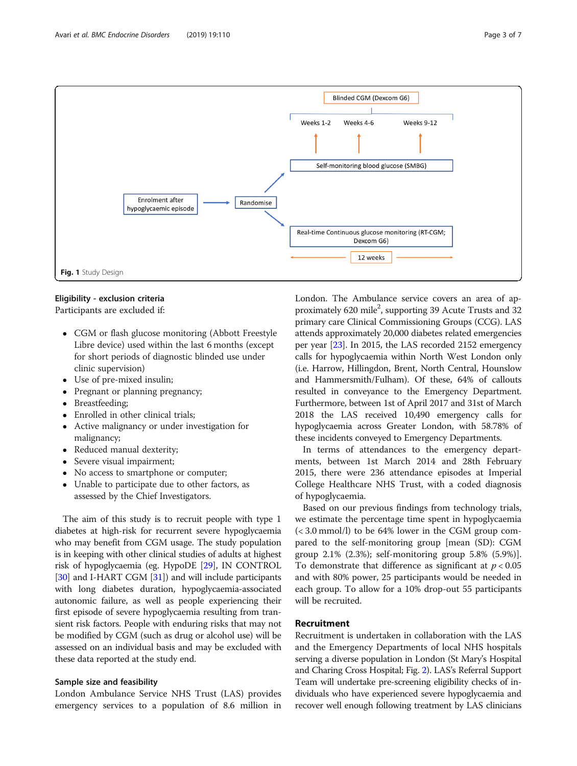Fig. 1 Study Design

#### Eligibility - exclusion criteria

Participants are excluded if:

- CGM or flash glucose monitoring (Abbott Freestyle Libre device) used within the last 6 months (except for short periods of diagnostic blinded use under clinic supervision)
- Use of pre-mixed insulin;
- Pregnant or planning pregnancy;
- Breastfeeding;
- Enrolled in other clinical trials;
- Active malignancy or under investigation for malignancy;
- Reduced manual dexterity;
- Severe visual impairment;
- No access to smartphone or computer;
- Unable to participate due to other factors, as assessed by the Chief Investigators.

The aim of this study is to recruit people with type 1 diabetes at high-risk for recurrent severe hypoglycaemia who may benefit from CGM usage. The study population is in keeping with other clinical studies of adults at highest risk of hypoglycaemia (eg. HypoDE [29], IN CONTROL [30] and I-HART CGM [31]) and will include participants with long diabetes duration, hypoglycaemia-associated autonomic failure, as well as people experiencing their first episode of severe hypoglycaemia resulting from transient risk factors. People with enduring risks that may not be modified by CGM (such as drug or alcohol use) will be assessed on an individual basis and may be excluded with these data reported at the study end.

#### Sample size and feasibility

London Ambulance Service NHS Trust (LAS) provides emergency services to a population of 8.6 million in London. The Ambulance service covers an area of approximately 620 mile$^2$, supporting 39 Acute Trusts and 32 primary care Clinical Commissioning Groups (CCG). LAS attends approximately 20,000 diabetes related emergencies per year [23]. In 2015, the LAS recorded 2152 emergency calls for hypoglycaemia within North West London only (i.e. Harrow, Hillingdon, Brent, North Central, Hounslow and Hammersmith/Fulham). Of these, 64% of callouts resulted in conveyance to the Emergency Department. Furthermore, between 1st of April 2017 and 31st of March 2018 the LAS received 10,490 emergency calls for hypoglycaemia across Greater London, with 58.78% of these incidents conveyed to Emergency Departments.

In terms of attendances to the emergency departments, between 1st March 2014 and 28th February 2015, there were 236 attendance episodes at Imperial College Healthcare NHS Trust, with a coded diagnosis of hypoglycaemia.

Based on our previous findings from technology trials, we estimate the percentage time spent in hypoglycaemia (< 3.0 mmol/l) to be 64% lower in the CGM group compared to the self-monitoring group [mean (SD): CGM group 2.1% (2.3%); self-monitoring group 5.8% (5.9%)]. To demonstrate that difference as significant at $p < 0.05$ and with 80% power, 25 participants would be needed in each group. To allow for a 10% drop-out 55 participants will be recruited.

### Recruitment

Recruitment is undertaken in collaboration with the LAS and the Emergency Departments of local NHS hospitals serving a diverse population in London (St Mary's Hospital and Charing Cross Hospital; Fig. 2). LAS's Referral Support Team will undertake pre-screening eligibility checks of individuals who have experienced severe hypoglycaemia and recover well enough following treatment by LAS clinicians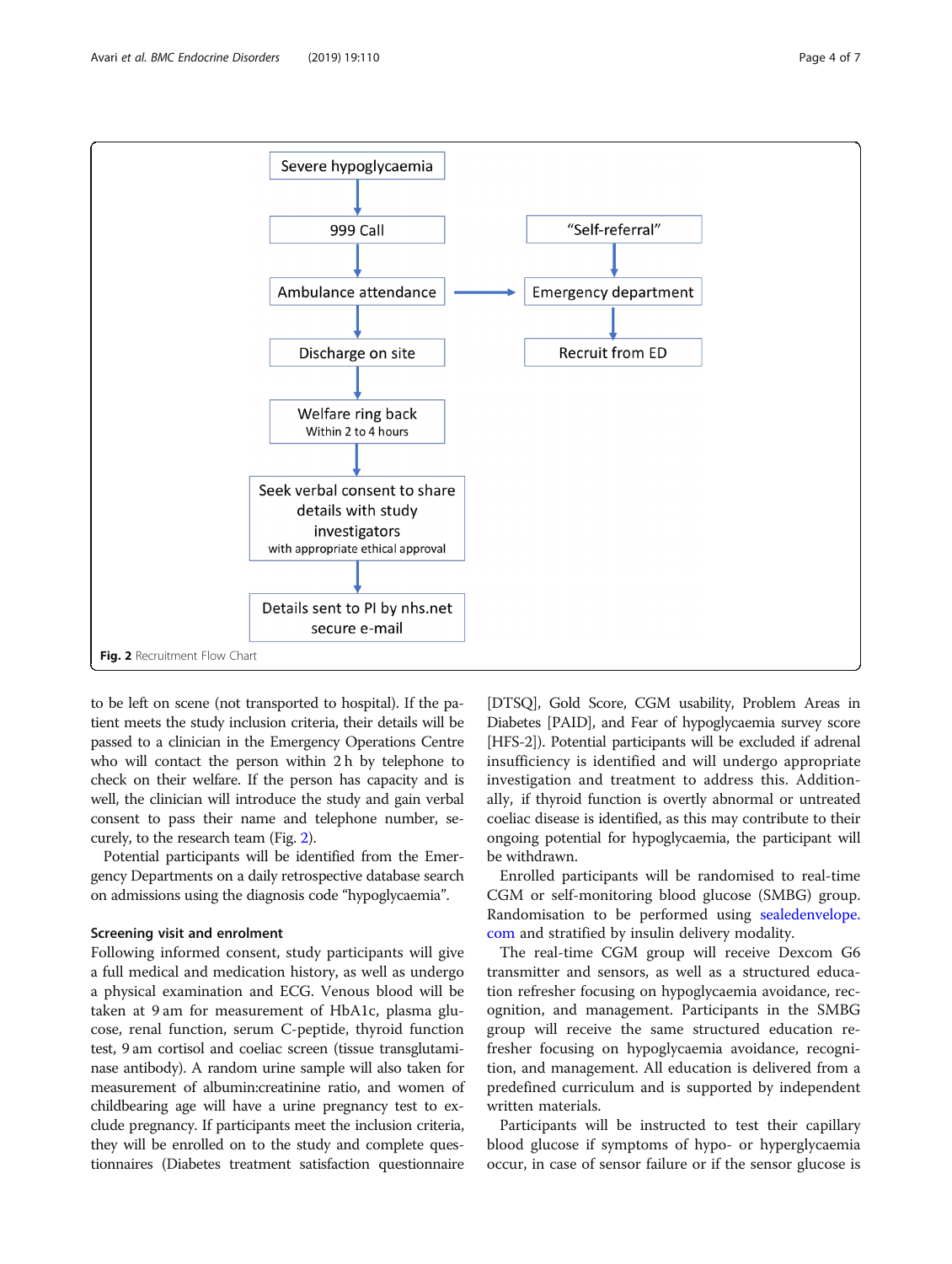Severe hypoglycaemia → 999 Call → Ambulance attendance → Discharge on site → Welfare ring back (Within 2 to 4 hours) → Seek verbal consent to share details with study investigators (with appropriate ethical approval) → Details sent to PI by nhs.net secure e-mail

Ambulance attendance → Emergency department

"Self-referral" → Emergency department → Recruit from ED

**Fig. 2** Recruitment Flow Chart

to be left on scene (not transported to hospital). If the patient meets the study inclusion criteria, their details will be passed to a clinician in the Emergency Operations Centre who will contact the person within 2 h by telephone to check on their welfare. If the person has capacity and is well, the clinician will introduce the study and gain verbal consent to pass their name and telephone number, securely, to the research team (Fig. 2).

Potential participants will be identified from the Emergency Departments on a daily retrospective database search on admissions using the diagnosis code "hypoglycaemia".

### Screening visit and enrolment

Following informed consent, study participants will give a full medical and medication history, as well as undergo a physical examination and ECG. Venous blood will be taken at 9 am for measurement of HbA1c, plasma glucose, renal function, serum C-peptide, thyroid function test, 9 am cortisol and coeliac screen (tissue transglutaminase antibody). A random urine sample will also taken for measurement of albumin:creatinine ratio, and women of childbearing age will have a urine pregnancy test to exclude pregnancy. If participants meet the inclusion criteria, they will be enrolled on to the study and complete questionnaires (Diabetes treatment satisfaction questionnaire [DTSQ], Gold Score, CGM usability, Problem Areas in Diabetes [PAID], and Fear of hypoglycaemia survey score [HFS-2]). Potential participants will be excluded if adrenal insufficiency is identified and will undergo appropriate investigation and treatment to address this. Additionally, if thyroid function is overtly abnormal or untreated coeliac disease is identified, as this may contribute to their ongoing potential for hypoglycaemia, the participant will be withdrawn.

Enrolled participants will be randomised to real-time CGM or self-monitoring blood glucose (SMBG) group. Randomisation to be performed using sealedenvelope.com and stratified by insulin delivery modality.

The real-time CGM group will receive Dexcom G6 transmitter and sensors, as well as a structured education refresher focusing on hypoglycaemia avoidance, recognition, and management. Participants in the SMBG group will receive the same structured education refresher focusing on hypoglycaemia avoidance, recognition, and management. All education is delivered from a predefined curriculum and is supported by independent written materials.

Participants will be instructed to test their capillary blood glucose if symptoms of hypo- or hyperglycaemia occur, in case of sensor failure or if the sensor glucose is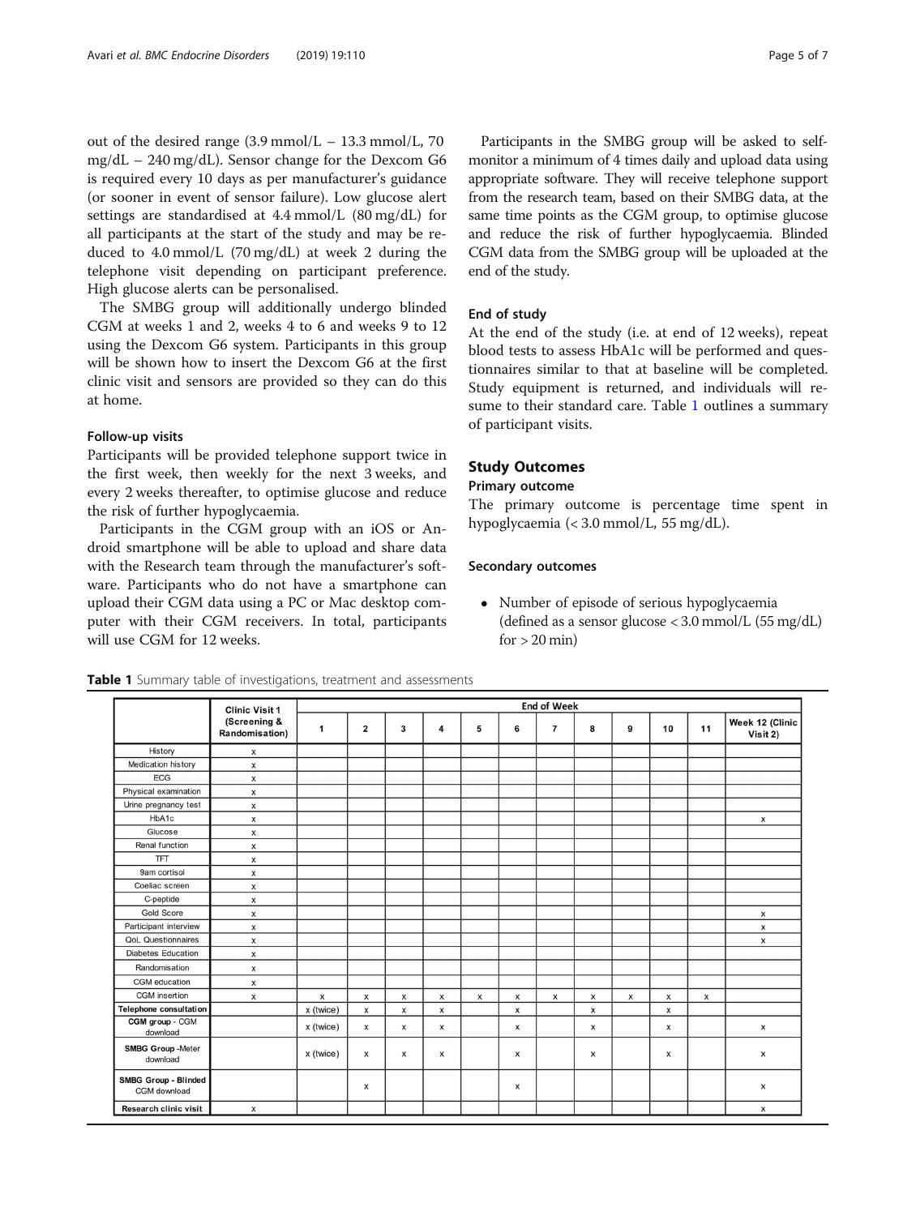out of the desired range (3.9 mmol/L – 13.3 mmol/L, 70 mg/dL – 240 mg/dL). Sensor change for the Dexcom G6 is required every 10 days as per manufacturer's guidance (or sooner in event of sensor failure). Low glucose alert settings are standardised at 4.4 mmol/L (80 mg/dL) for all participants at the start of the study and may be reduced to 4.0 mmol/L (70 mg/dL) at week 2 during the telephone visit depending on participant preference. High glucose alerts can be personalised.

The SMBG group will additionally undergo blinded CGM at weeks 1 and 2, weeks 4 to 6 and weeks 9 to 12 using the Dexcom G6 system. Participants in this group will be shown how to insert the Dexcom G6 at the first clinic visit and sensors are provided so they can do this at home.

### Follow-up visits

Participants will be provided telephone support twice in the first week, then weekly for the next 3 weeks, and every 2 weeks thereafter, to optimise glucose and reduce the risk of further hypoglycaemia.

Participants in the CGM group with an iOS or Android smartphone will be able to upload and share data with the Research team through the manufacturer's software. Participants who do not have a smartphone can upload their CGM data using a PC or Mac desktop computer with their CGM receivers. In total, participants will use CGM for 12 weeks.

Participants in the SMBG group will be asked to self-monitor a minimum of 4 times daily and upload data using appropriate software. They will receive telephone support from the research team, based on their SMBG data, at the same time points as the CGM group, to optimise glucose and reduce the risk of further hypoglycaemia. Blinded CGM data from the SMBG group will be uploaded at the end of the study.

### End of study

At the end of the study (i.e. at end of 12 weeks), repeat blood tests to assess HbA1c will be performed and questionnaires similar to that at baseline will be completed. Study equipment is returned, and individuals will resume to their standard care. Table 1 outlines a summary of participant visits.

## Study Outcomes

### Primary outcome

The primary outcome is percentage time spent in hypoglycaemia (< 3.0 mmol/L, 55 mg/dL).

### Secondary outcomes

- Number of episode of serious hypoglycaemia (defined as a sensor glucose < 3.0 mmol/L (55 mg/dL) for > 20 min)

**Table 1** Summary table of investigations, treatment and assessments

| | Clinic Visit 1 (Screening & Randomisation) | End of Week | | | | | | | | | | | |
|---|---|---|---|---|---|---|---|---|---|---|---|---|---|
| | | 1 | 2 | 3 | 4 | 5 | 6 | 7 | 8 | 9 | 10 | 11 | Week 12 (Clinic Visit 2) |
| History | x | | | | | | | | | | | | |
| Medication history | x | | | | | | | | | | | | |
| ECG | x | | | | | | | | | | | | |
| Physical examination | x | | | | | | | | | | | | |
| Urine pregnancy test | x | | | | | | | | | | | | |
| HbA1c | x | | | | | | | | | | | | x |
| Glucose | x | | | | | | | | | | | | |
| Renal function | x | | | | | | | | | | | | |
| TFT | x | | | | | | | | | | | | |
| 9am cortisol | x | | | | | | | | | | | | |
| Coeliac screen | x | | | | | | | | | | | | |
| C-peptide | x | | | | | | | | | | | | |
| Gold Score | x | | | | | | | | | | | | x |
| Participant interview | x | | | | | | | | | | | | x |
| QoL Questionnaires | x | | | | | | | | | | | | x |
| Diabetes Education | x | | | | | | | | | | | | |
| Randomisation | x | | | | | | | | | | | | |
| CGM education | x | | | | | | | | | | | | |
| CGM insertion | x | x | x | x | x | x | x | x | x | x | x | x | |
| **Telephone consultation** | | x (twice) | x | x | x | | x | | x | | x | | |
| **CGM group** - CGM download | | x (twice) | x | x | x | | x | | x | | x | | x |
| **SMBG Group** -Meter download | | x (twice) | x | x | x | | x | | x | | x | | x |
| **SMBG Group - Blinded** CGM download | | | x | | | | x | | | | | | x |
| **Research clinic visit** | x | | | | | | | | | | | | x |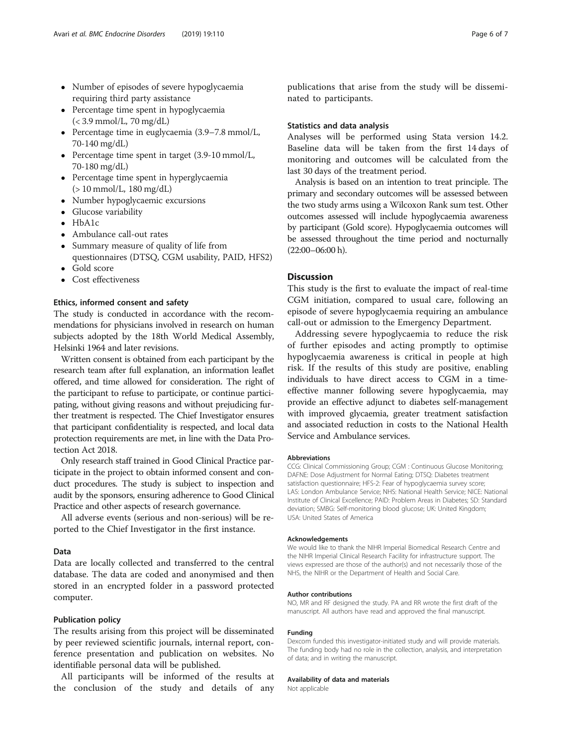- Number of episodes of severe hypoglycaemia requiring third party assistance
- Percentage time spent in hypoglycaemia (< 3.9 mmol/L, 70 mg/dL)
- Percentage time in euglycaemia (3.9–7.8 mmol/L, 70-140 mg/dL)
- Percentage time spent in target (3.9-10 mmol/L, 70-180 mg/dL)
- Percentage time spent in hyperglycaemia (> 10 mmol/L, 180 mg/dL)
- Number hypoglycaemic excursions
- Glucose variability
- HbA1c
- Ambulance call-out rates
- Summary measure of quality of life from questionnaires (DTSQ, CGM usability, PAID, HFS2)
- Gold score
- Cost effectiveness

### Ethics, informed consent and safety

The study is conducted in accordance with the recommendations for physicians involved in research on human subjects adopted by the 18th World Medical Assembly, Helsinki 1964 and later revisions.

Written consent is obtained from each participant by the research team after full explanation, an information leaflet offered, and time allowed for consideration. The right of the participant to refuse to participate, or continue participating, without giving reasons and without prejudicing further treatment is respected. The Chief Investigator ensures that participant confidentiality is respected, and local data protection requirements are met, in line with the Data Protection Act 2018.

Only research staff trained in Good Clinical Practice participate in the project to obtain informed consent and conduct procedures. The study is subject to inspection and audit by the sponsors, ensuring adherence to Good Clinical Practice and other aspects of research governance.

All adverse events (serious and non-serious) will be reported to the Chief Investigator in the first instance.

### Data

Data are locally collected and transferred to the central database. The data are coded and anonymised and then stored in an encrypted folder in a password protected computer.

### Publication policy

The results arising from this project will be disseminated by peer reviewed scientific journals, internal report, conference presentation and publication on websites. No identifiable personal data will be published.

All participants will be informed of the results at the conclusion of the study and details of any publications that arise from the study will be disseminated to participants.

### Statistics and data analysis

Analyses will be performed using Stata version 14.2. Baseline data will be taken from the first 14 days of monitoring and outcomes will be calculated from the last 30 days of the treatment period.

Analysis is based on an intention to treat principle. The primary and secondary outcomes will be assessed between the two study arms using a Wilcoxon Rank sum test. Other outcomes assessed will include hypoglycaemia awareness by participant (Gold score). Hypoglycaemia outcomes will be assessed throughout the time period and nocturnally (22:00–06:00 h).

## Discussion

This study is the first to evaluate the impact of real-time CGM initiation, compared to usual care, following an episode of severe hypoglycaemia requiring an ambulance call-out or admission to the Emergency Department.

Addressing severe hypoglycaemia to reduce the risk of further episodes and acting promptly to optimise hypoglycaemia awareness is critical in people at high risk. If the results of this study are positive, enabling individuals to have direct access to CGM in a time-effective manner following severe hypoglycaemia, may provide an effective adjunct to diabetes self-management with improved glycaemia, greater treatment satisfaction and associated reduction in costs to the National Health Service and Ambulance services.

#### Abbreviations

CCG: Clinical Commissioning Group; CGM : Continuous Glucose Monitoring; DAFNE: Dose Adjustment for Normal Eating; DTSQ: Diabetes treatment satisfaction questionnaire; HFS-2: Fear of hypoglycaemia survey score; LAS: London Ambulance Service; NHS: National Health Service; NICE: National Institute of Clinical Excellence; PAID: Problem Areas in Diabetes; SD: Standard deviation; SMBG: Self-monitoring blood glucose; UK: United Kingdom; USA: United States of America

#### Acknowledgements

We would like to thank the NIHR Imperial Biomedical Research Centre and the NIHR Imperial Clinical Research Facility for infrastructure support. The views expressed are those of the author(s) and not necessarily those of the NHS, the NIHR or the Department of Health and Social Care.

#### Author contributions

NO, MR and RF designed the study. PA and RR wrote the first draft of the manuscript. All authors have read and approved the final manuscript.

#### Funding

Dexcom funded this investigator-initiated study and will provide materials. The funding body had no role in the collection, analysis, and interpretation of data; and in writing the manuscript.

#### Availability of data and materials

Not applicable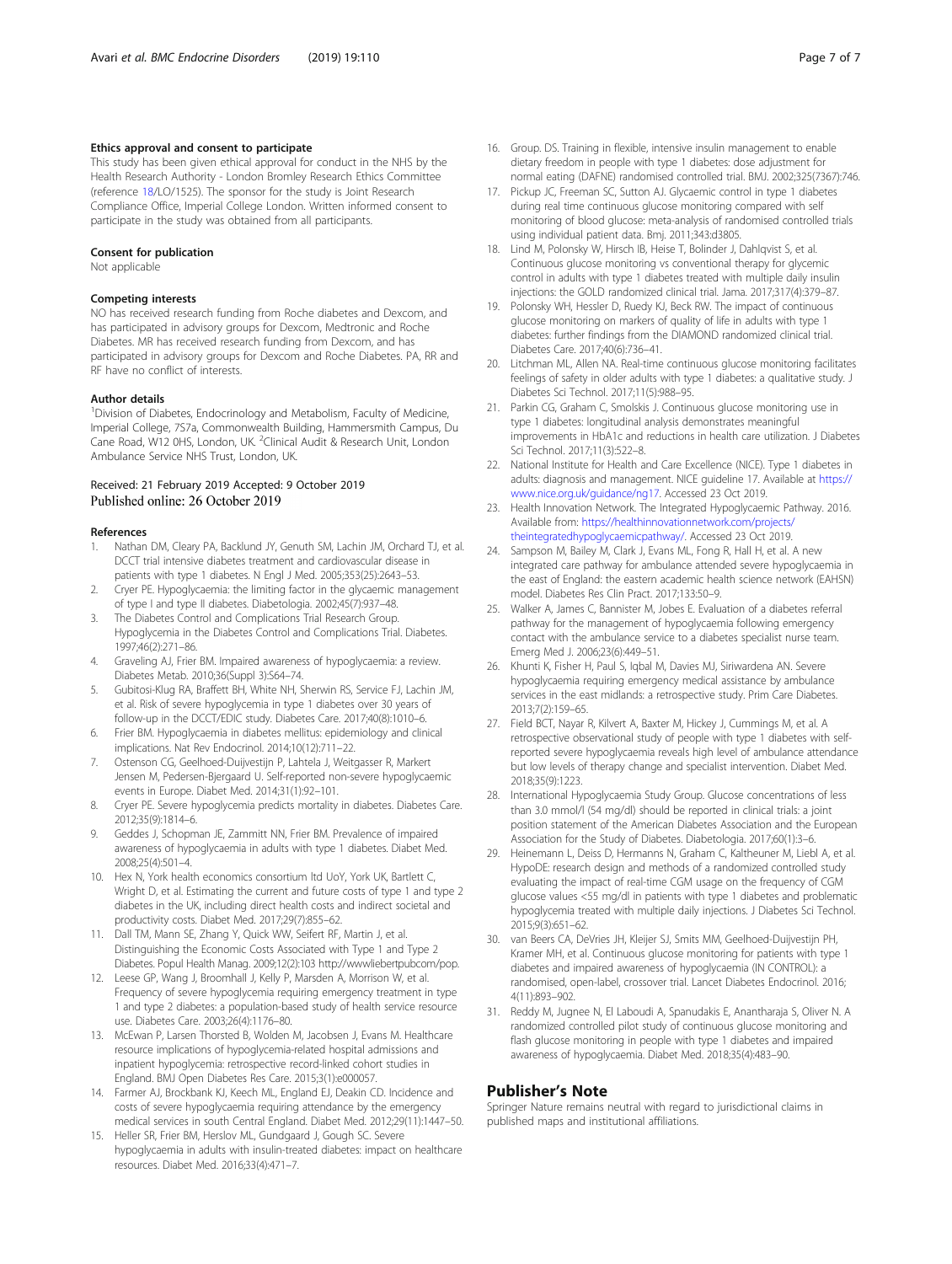### Ethics approval and consent to participate

This study has been given ethical approval for conduct in the NHS by the Health Research Authority - London Bromley Research Ethics Committee (reference 18/LO/1525). The sponsor for the study is Joint Research Compliance Office, Imperial College London. Written informed consent to participate in the study was obtained from all participants.

### Consent for publication

Not applicable

### Competing interests

NO has received research funding from Roche diabetes and Dexcom, and has participated in advisory groups for Dexcom, Medtronic and Roche Diabetes. MR has received research funding from Dexcom, and has participated in advisory groups for Dexcom and Roche Diabetes. PA, RR and RF have no conflict of interests.

### Author details

[1]Division of Diabetes, Endocrinology and Metabolism, Faculty of Medicine, Imperial College, 7S7a, Commonwealth Building, Hammersmith Campus, Du Cane Road, W12 0HS, London, UK. [2]Clinical Audit & Research Unit, London Ambulance Service NHS Trust, London, UK.

Received: 21 February 2019 Accepted: 9 October 2019
Published online: 26 October 2019

### References

1. Nathan DM, Cleary PA, Backlund JY, Genuth SM, Lachin JM, Orchard TJ, et al. DCCT trial intensive diabetes treatment and cardiovascular disease in patients with type 1 diabetes. N Engl J Med. 2005;353(25):2643–53.
2. Cryer PE. Hypoglycaemia: the limiting factor in the glycaemic management of type I and type II diabetes. Diabetologia. 2002;45(7):937–48.
3. The Diabetes Control and Complications Trial Research Group. Hypoglycemia in the Diabetes Control and Complications Trial. Diabetes. 1997;46(2):271–86.
4. Graveling AJ, Frier BM. Impaired awareness of hypoglycaemia: a review. Diabetes Metab. 2010;36(Suppl 3):S64–74.
5. Gubitosi-Klug RA, Braffett BH, White NH, Sherwin RS, Service FJ, Lachin JM, et al. Risk of severe hypoglycemia in type 1 diabetes over 30 years of follow-up in the DCCT/EDIC study. Diabetes Care. 2017;40(8):1010–6.
6. Frier BM. Hypoglycaemia in diabetes mellitus: epidemiology and clinical implications. Nat Rev Endocrinol. 2014;10(12):711–22.
7. Ostenson CG, Geelhoed-Duijvestijn P, Lahtela J, Weitgasser R, Markert Jensen M, Pedersen-Bjergaard U. Self-reported non-severe hypoglycaemic events in Europe. Diabet Med. 2014;31(1):92–101.
8. Cryer PE. Severe hypoglycemia predicts mortality in diabetes. Diabetes Care. 2012;35(9):1814–6.
9. Geddes J, Schopman JE, Zammitt NN, Frier BM. Prevalence of impaired awareness of hypoglycaemia in adults with type 1 diabetes. Diabet Med. 2008;25(4):501–4.
10. Hex N, York health economics consortium ltd UoY, York UK, Bartlett C, Wright D, et al. Estimating the current and future costs of type 1 and type 2 diabetes in the UK, including direct health costs and indirect societal and productivity costs. Diabet Med. 2017;29(7):855–62.
11. Dall TM, Mann SE, Zhang Y, Quick WW, Seifert RF, Martin J, et al. Distinguishing the Economic Costs Associated with Type 1 and Type 2 Diabetes. Popul Health Manag. 2009;12(2):103 http://wwwliebertpubcom/pop.
12. Leese GP, Wang J, Broomhall J, Kelly P, Marsden A, Morrison W, et al. Frequency of severe hypoglycemia requiring emergency treatment in type 1 and type 2 diabetes: a population-based study of health service resource use. Diabetes Care. 2003;26(4):1176–80.
13. McEwan P, Larsen Thorsted B, Wolden M, Jacobsen J, Evans M. Healthcare resource implications of hypoglycemia-related hospital admissions and inpatient hypoglycemia: retrospective record-linked cohort studies in England. BMJ Open Diabetes Res Care. 2015;3(1):e000057.
14. Farmer AJ, Brockbank KJ, Keech ML, England EJ, Deakin CD. Incidence and costs of severe hypoglycaemia requiring attendance by the emergency medical services in south Central England. Diabet Med. 2012;29(11):1447–50.
15. Heller SR, Frier BM, Herslov ML, Gundgaard J, Gough SC. Severe hypoglycaemia in adults with insulin-treated diabetes: impact on healthcare resources. Diabet Med. 2016;33(4):471–7.
16. Group. DS. Training in flexible, intensive insulin management to enable dietary freedom in people with type 1 diabetes: dose adjustment for normal eating (DAFNE) randomised controlled trial. BMJ. 2002;325(7367):746.
17. Pickup JC, Freeman SC, Sutton AJ. Glycaemic control in type 1 diabetes during real time continuous glucose monitoring compared with self monitoring of blood glucose: meta-analysis of randomised controlled trials using individual patient data. Bmj. 2011;343:d3805.
18. Lind M, Polonsky W, Hirsch IB, Heise T, Bolinder J, Dahlqvist S, et al. Continuous glucose monitoring vs conventional therapy for glycemic control in adults with type 1 diabetes treated with multiple daily insulin injections: the GOLD randomized clinical trial. Jama. 2017;317(4):379–87.
19. Polonsky WH, Hessler D, Ruedy KJ, Beck RW. The impact of continuous glucose monitoring on markers of quality of life in adults with type 1 diabetes: further findings from the DIAMOND randomized clinical trial. Diabetes Care. 2017;40(6):736–41.
20. Litchman ML, Allen NA. Real-time continuous glucose monitoring facilitates feelings of safety in older adults with type 1 diabetes: a qualitative study. J Diabetes Sci Technol. 2017;11(5):988–95.
21. Parkin CG, Graham C, Smolskis J. Continuous glucose monitoring use in type 1 diabetes: longitudinal analysis demonstrates meaningful improvements in HbA1c and reductions in health care utilization. J Diabetes Sci Technol. 2017;11(3):522–8.
22. National Institute for Health and Care Excellence (NICE). Type 1 diabetes in adults: diagnosis and management. NICE guideline 17. Available at https://www.nice.org.uk/guidance/ng17. Accessed 23 Oct 2019.
23. Health Innovation Network. The Integrated Hypoglycaemic Pathway. 2016. Available from: https://healthinnovationnetwork.com/projects/theintegratedhypoglycaemicpathway/. Accessed 23 Oct 2019.
24. Sampson M, Bailey M, Clark J, Evans ML, Fong R, Hall H, et al. A new integrated care pathway for ambulance attended severe hypoglycaemia in the east of England: the eastern academic health science network (EAHSN) model. Diabetes Res Clin Pract. 2017;133:50–9.
25. Walker A, James C, Bannister M, Jobes E. Evaluation of a diabetes referral pathway for the management of hypoglycaemia following emergency contact with the ambulance service to a diabetes specialist nurse team. Emerg Med J. 2006;23(6):449–51.
26. Khunti K, Fisher H, Paul S, Iqbal M, Davies MJ, Siriwardena AN. Severe hypoglycaemia requiring emergency medical assistance by ambulance services in the east midlands: a retrospective study. Prim Care Diabetes. 2013;7(2):159–65.
27. Field BCT, Nayar R, Kilvert A, Baxter M, Hickey J, Cummings M, et al. A retrospective observational study of people with type 1 diabetes with self-reported severe hypoglycaemia reveals high level of ambulance attendance but low levels of therapy change and specialist intervention. Diabet Med. 2018;35(9):1223.
28. International Hypoglycaemia Study Group. Glucose concentrations of less than 3.0 mmol/l (54 mg/dl) should be reported in clinical trials: a joint position statement of the American Diabetes Association and the European Association for the Study of Diabetes. Diabetologia. 2017;60(1):3–6.
29. Heinemann L, Deiss D, Hermanns N, Graham C, Kaltheuner M, Liebl A, et al. HypoDE: research design and methods of a randomized controlled study evaluating the impact of real-time CGM usage on the frequency of CGM glucose values <55 mg/dl in patients with type 1 diabetes and problematic hypoglycemia treated with multiple daily injections. J Diabetes Sci Technol. 2015;9(3):651–62.
30. van Beers CA, DeVries JH, Kleijer SJ, Smits MM, Geelhoed-Duijvestijn PH, Kramer MH, et al. Continuous glucose monitoring for patients with type 1 diabetes and impaired awareness of hypoglycaemia (IN CONTROL): a randomised, open-label, crossover trial. Lancet Diabetes Endocrinol. 2016;4(11):893–902.
31. Reddy M, Jugnee N, El Laboudi A, Spanudakis E, Anantharaja S, Oliver N. A randomized controlled pilot study of continuous glucose monitoring and flash glucose monitoring in people with type 1 diabetes and impaired awareness of hypoglycaemia. Diabet Med. 2018;35(4):483–90.

## Publisher's Note

Springer Nature remains neutral with regard to jurisdictional claims in published maps and institutional affiliations.